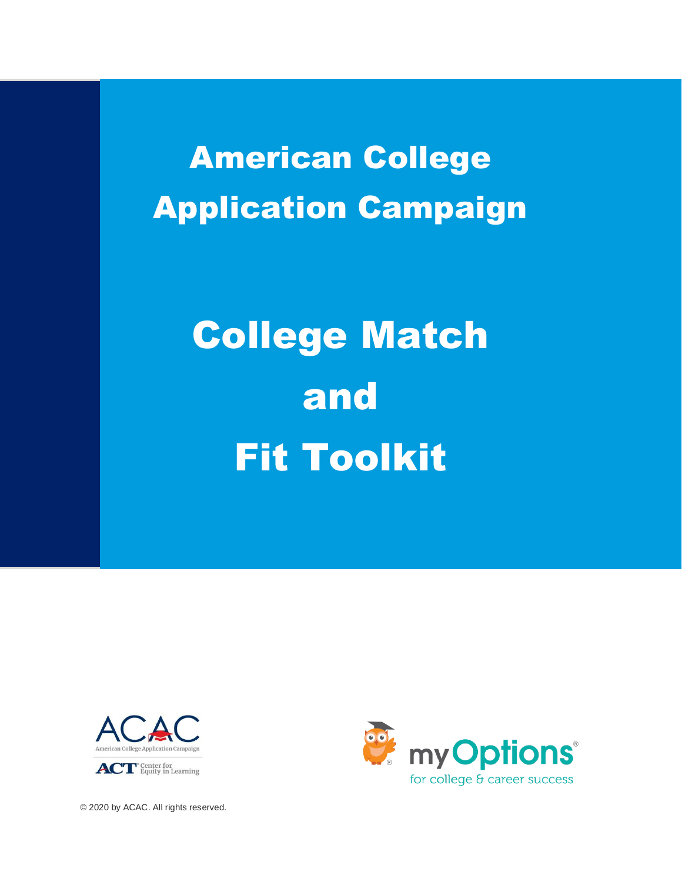# American College Application Campaign

# College Match and Fit Toolkit

ACAC
American College Application Campaign
ACT Center for Equity in Learning

myOptions
for college & career success

© 2020 by ACAC. All rights reserved.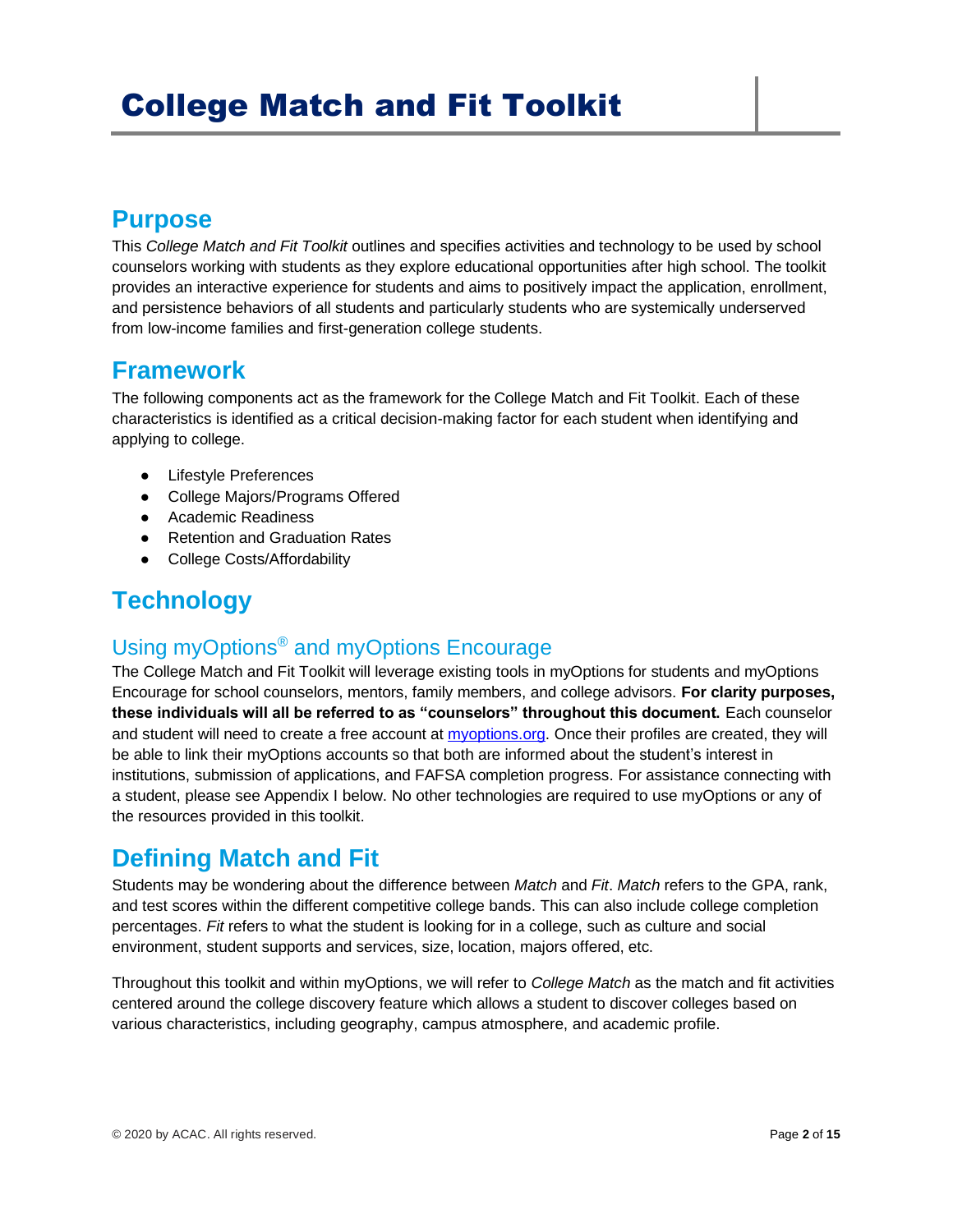# College Match and Fit Toolkit

## Purpose

This *College Match and Fit Toolkit* outlines and specifies activities and technology to be used by school counselors working with students as they explore educational opportunities after high school. The toolkit provides an interactive experience for students and aims to positively impact the application, enrollment, and persistence behaviors of all students and particularly students who are systemically underserved from low-income families and first-generation college students.

## Framework

The following components act as the framework for the College Match and Fit Toolkit. Each of these characteristics is identified as a critical decision-making factor for each student when identifying and applying to college.

- Lifestyle Preferences
- College Majors/Programs Offered
- Academic Readiness
- Retention and Graduation Rates
- College Costs/Affordability

## Technology

### Using myOptions® and myOptions Encourage

The College Match and Fit Toolkit will leverage existing tools in myOptions for students and myOptions Encourage for school counselors, mentors, family members, and college advisors. **For clarity purposes, these individuals will all be referred to as "counselors" throughout this document.** Each counselor and student will need to create a free account at [myoptions.org](myoptions.org). Once their profiles are created, they will be able to link their myOptions accounts so that both are informed about the student's interest in institutions, submission of applications, and FAFSA completion progress. For assistance connecting with a student, please see Appendix I below. No other technologies are required to use myOptions or any of the resources provided in this toolkit.

## Defining Match and Fit

Students may be wondering about the difference between *Match* and *Fit*. *Match* refers to the GPA, rank, and test scores within the different competitive college bands. This can also include college completion percentages. *Fit* refers to what the student is looking for in a college, such as culture and social environment, student supports and services, size, location, majors offered, etc.

Throughout this toolkit and within myOptions, we will refer to *College Match* as the match and fit activities centered around the college discovery feature which allows a student to discover colleges based on various characteristics, including geography, campus atmosphere, and academic profile.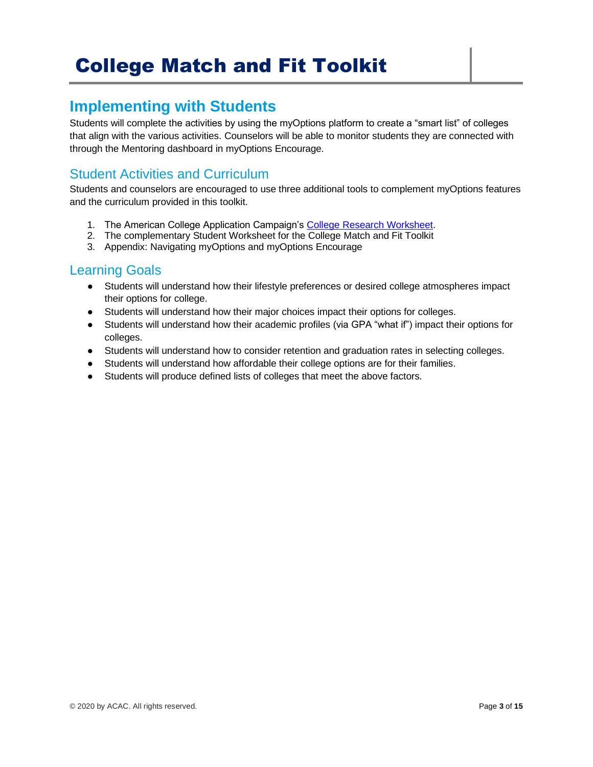# College Match and Fit Toolkit

## Implementing with Students

Students will complete the activities by using the myOptions platform to create a "smart list" of colleges that align with the various activities. Counselors will be able to monitor students they are connected with through the Mentoring dashboard in myOptions Encourage.

### Student Activities and Curriculum

Students and counselors are encouraged to use three additional tools to complement myOptions features and the curriculum provided in this toolkit.

1. The American College Application Campaign's College Research Worksheet.
2. The complementary Student Worksheet for the College Match and Fit Toolkit
3. Appendix: Navigating myOptions and myOptions Encourage

### Learning Goals

- Students will understand how their lifestyle preferences or desired college atmospheres impact their options for college.
- Students will understand how their major choices impact their options for colleges.
- Students will understand how their academic profiles (via GPA "what if") impact their options for colleges.
- Students will understand how to consider retention and graduation rates in selecting colleges.
- Students will understand how affordable their college options are for their families.
- Students will produce defined lists of colleges that meet the above factors.

© 2020 by ACAC. All rights reserved.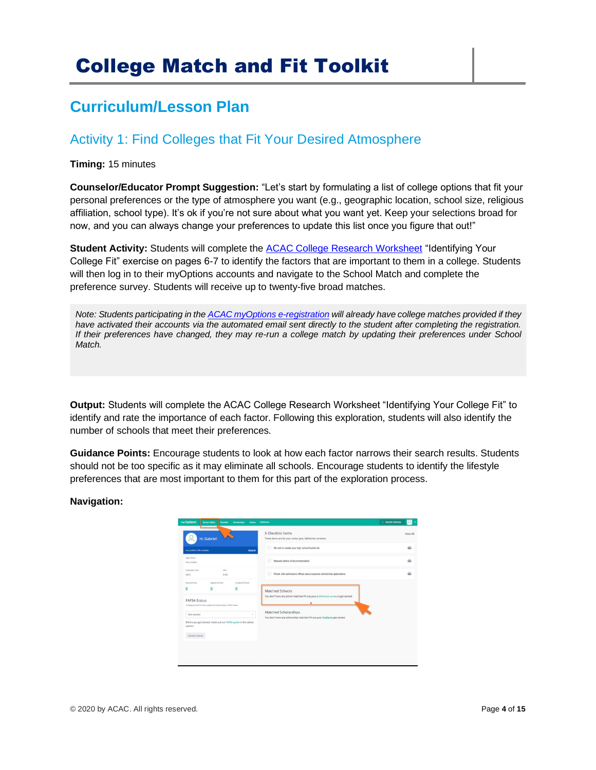# College Match and Fit Toolkit

## Curriculum/Lesson Plan

### Activity 1: Find Colleges that Fit Your Desired Atmosphere

**Timing:** 15 minutes

**Counselor/Educator Prompt Suggestion:** "Let's start by formulating a list of college options that fit your personal preferences or the type of atmosphere you want (e.g., geographic location, school size, religious affiliation, school type). It's ok if you're not sure about what you want yet. Keep your selections broad for now, and you can always change your preferences to update this list once you figure that out!"

**Student Activity:** Students will complete the ACAC College Research Worksheet "Identifying Your College Fit" exercise on pages 6-7 to identify the factors that are important to them in a college. Students will then log in to their myOptions accounts and navigate to the School Match and complete the preference survey. Students will receive up to twenty-five broad matches.

> *Note: Students participating in the ACAC myOptions e-registration will already have college matches provided if they have activated their accounts via the automated email sent directly to the student after completing the registration. If their preferences have changed, they may re-run a college match by updating their preferences under School Match.*

**Output:** Students will complete the ACAC College Research Worksheet "Identifying Your College Fit" to identify and rate the importance of each factor. Following this exploration, students will also identify the number of schools that meet their preferences.

**Guidance Points:** Encourage students to look at how each factor narrows their search results. Students should not be too specific as it may eliminate all schools. Encourage students to identify the lifestyle preferences that are most important to them for this part of the exploration process.

**Navigation:**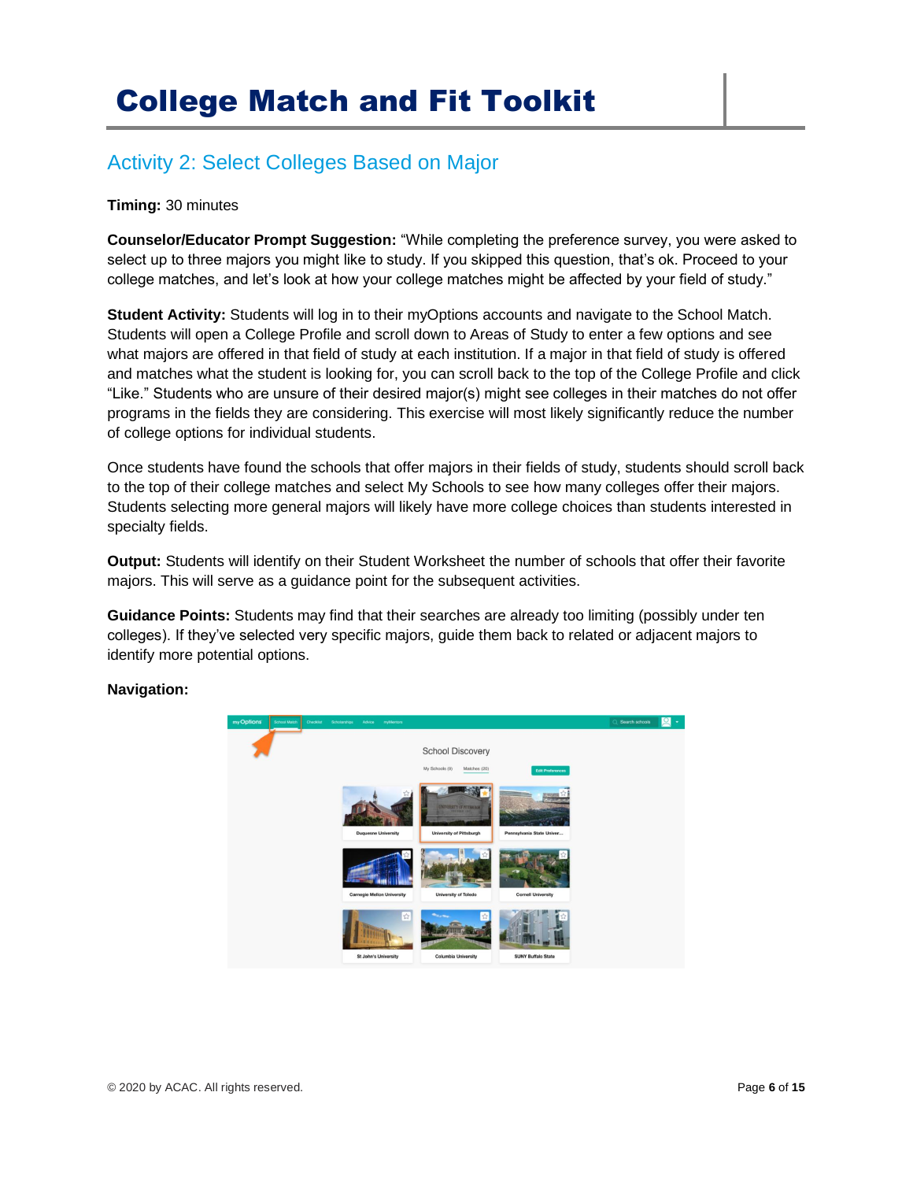# College Match and Fit Toolkit

## Activity 2: Select Colleges Based on Major

**Timing:** 30 minutes

**Counselor/Educator Prompt Suggestion:** "While completing the preference survey, you were asked to select up to three majors you might like to study. If you skipped this question, that's ok. Proceed to your college matches, and let's look at how your college matches might be affected by your field of study."

**Student Activity:** Students will log in to their myOptions accounts and navigate to the School Match. Students will open a College Profile and scroll down to Areas of Study to enter a few options and see what majors are offered in that field of study at each institution. If a major in that field of study is offered and matches what the student is looking for, you can scroll back to the top of the College Profile and click "Like." Students who are unsure of their desired major(s) might see colleges in their matches do not offer programs in the fields they are considering. This exercise will most likely significantly reduce the number of college options for individual students.

Once students have found the schools that offer majors in their fields of study, students should scroll back to the top of their college matches and select My Schools to see how many colleges offer their majors. Students selecting more general majors will likely have more college choices than students interested in specialty fields.

**Output:** Students will identify on their Student Worksheet the number of schools that offer their favorite majors. This will serve as a guidance point for the subsequent activities.

**Guidance Points:** Students may find that their searches are already too limiting (possibly under ten colleges). If they've selected very specific majors, guide them back to related or adjacent majors to identify more potential options.

**Navigation:**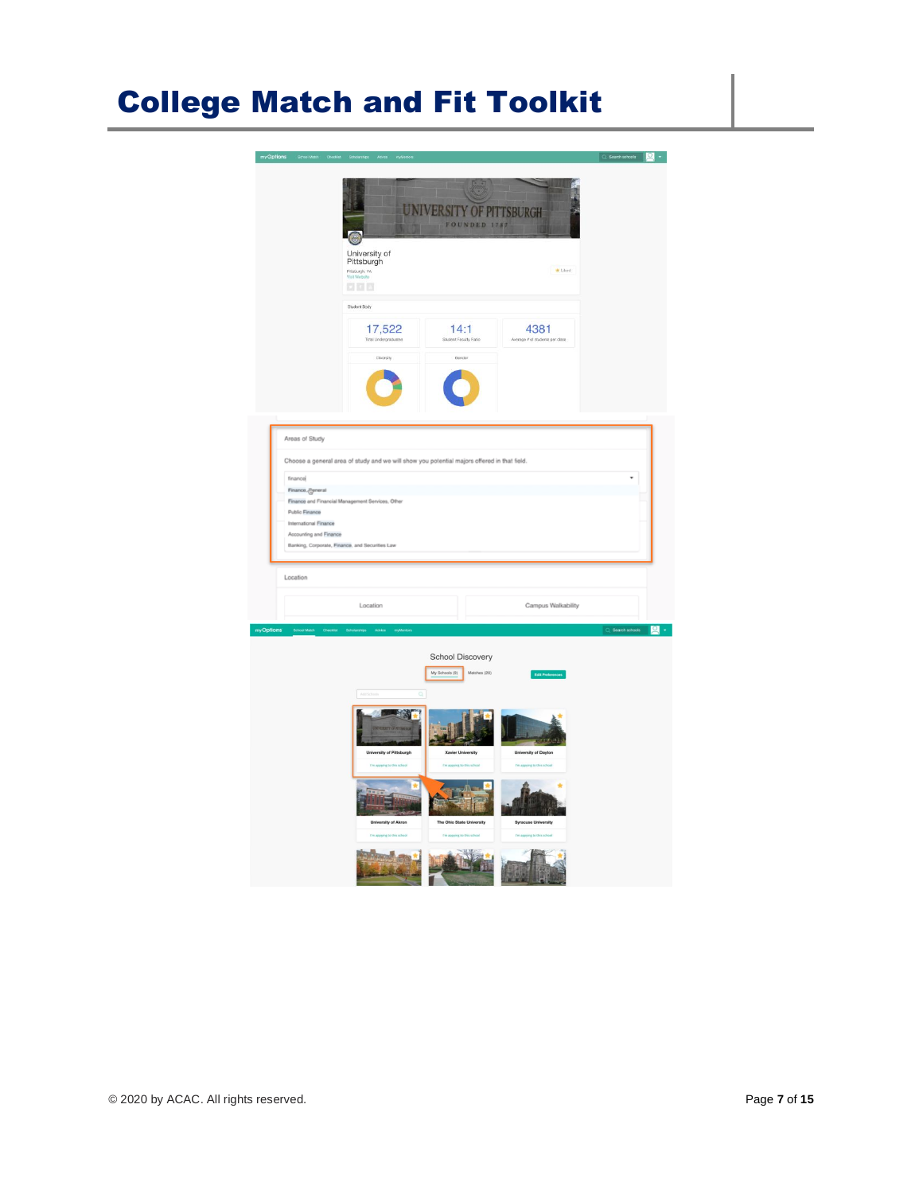University of Pittsburgh

Pittsburgh, PA

Student Body

| 17,522 | 14:1 | 4381 |
| --- | --- | --- |
| Total Undergraduates | Student Faculty Ratio | Average # of students per class |

Diversity

Gender

Areas of Study

Choose a general area of study and we will show you potential majors offered in that field.

finance

- Finance, General
- Finance and Financial Management Services, Other
- Public Finance
- International Finance
- Accounting and Finance
- Banking, Corporate, Finance, and Securities Law

Location

Location | Campus Walkability

School Discovery

My Schools (9) | Matches (20) | Edit Preferences

- University of Pittsburgh
- Xavier University
- University of Dayton
- University of Akron
- The Ohio State University
- Syracuse University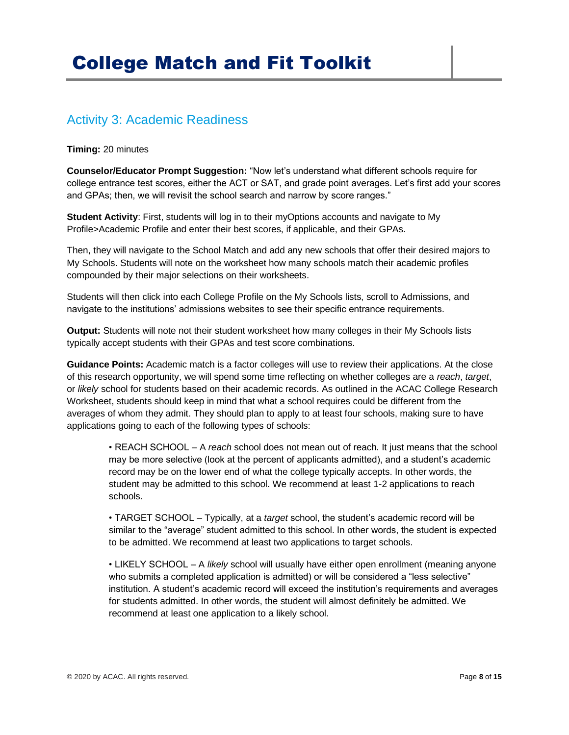# College Match and Fit Toolkit

## Activity 3: Academic Readiness

**Timing:** 20 minutes

**Counselor/Educator Prompt Suggestion:** "Now let's understand what different schools require for college entrance test scores, either the ACT or SAT, and grade point averages. Let's first add your scores and GPAs; then, we will revisit the school search and narrow by score ranges."

**Student Activity**: First, students will log in to their myOptions accounts and navigate to My Profile>Academic Profile and enter their best scores, if applicable, and their GPAs.

Then, they will navigate to the School Match and add any new schools that offer their desired majors to My Schools. Students will note on the worksheet how many schools match their academic profiles compounded by their major selections on their worksheets.

Students will then click into each College Profile on the My Schools lists, scroll to Admissions, and navigate to the institutions' admissions websites to see their specific entrance requirements.

**Output:** Students will note not their student worksheet how many colleges in their My Schools lists typically accept students with their GPAs and test score combinations.

**Guidance Points:** Academic match is a factor colleges will use to review their applications. At the close of this research opportunity, we will spend some time reflecting on whether colleges are a *reach*, *target*, or *likely* school for students based on their academic records. As outlined in the ACAC College Research Worksheet, students should keep in mind that what a school requires could be different from the averages of whom they admit. They should plan to apply to at least four schools, making sure to have applications going to each of the following types of schools:

- REACH SCHOOL – A *reach* school does not mean out of reach. It just means that the school may be more selective (look at the percent of applicants admitted), and a student's academic record may be on the lower end of what the college typically accepts. In other words, the student may be admitted to this school. We recommend at least 1-2 applications to reach schools.

- TARGET SCHOOL – Typically, at a *target* school, the student's academic record will be similar to the "average" student admitted to this school. In other words, the student is expected to be admitted. We recommend at least two applications to target schools.

- LIKELY SCHOOL – A *likely* school will usually have either open enrollment (meaning anyone who submits a completed application is admitted) or will be considered a "less selective" institution. A student's academic record will exceed the institution's requirements and averages for students admitted. In other words, the student will almost definitely be admitted. We recommend at least one application to a likely school.

© 2020 by ACAC. All rights reserved.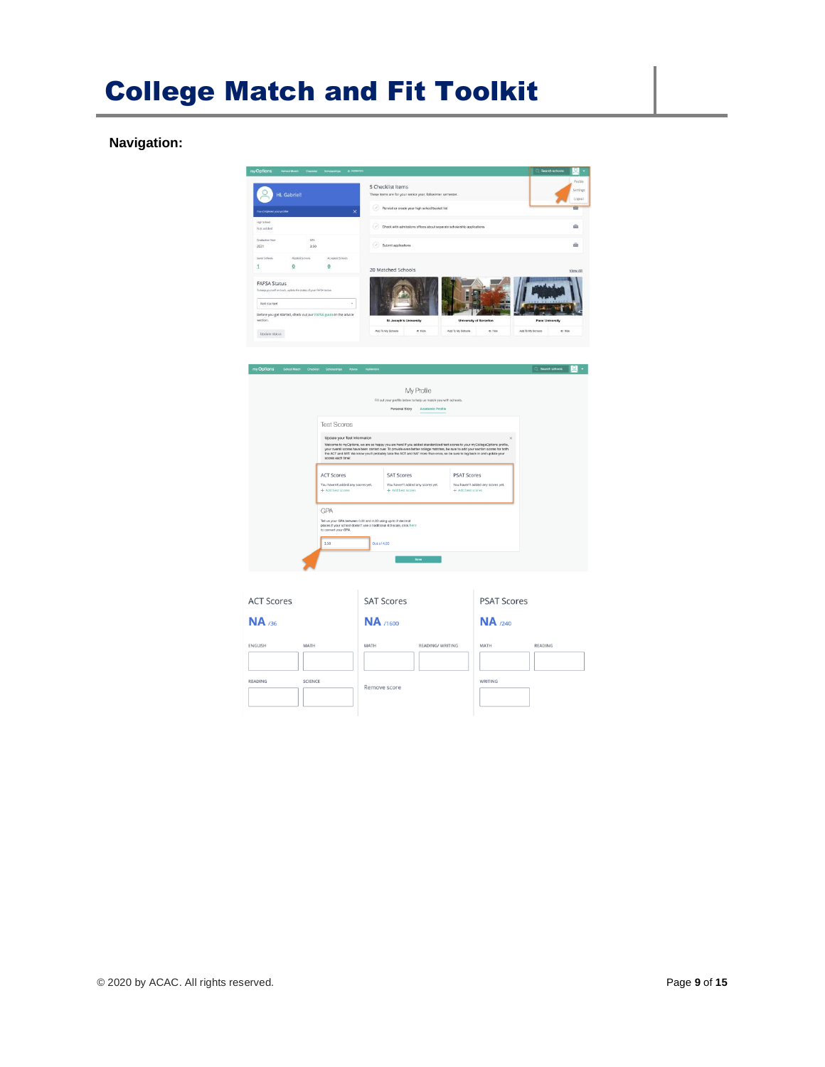# College Match and Fit Toolkit

**Navigation:**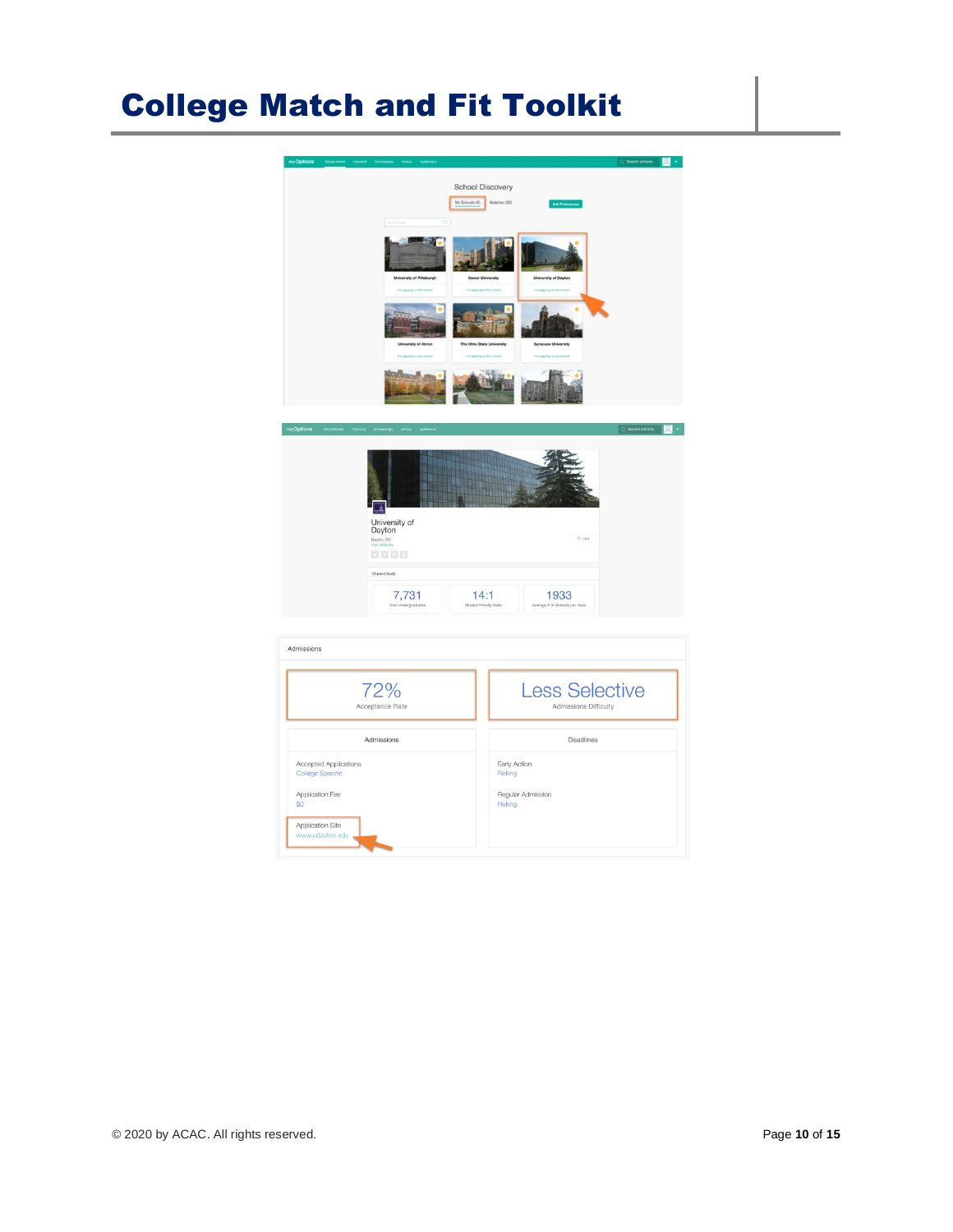Admissions

72%
Acceptance Rate

Less Selective
Admissions Difficulty

Admissions

Accepted Applications
College Specific

Application Fee
$0

Application Site
www.udayton.edu

Deadlines

Early Action
Rolling

Regular Admission
Rolling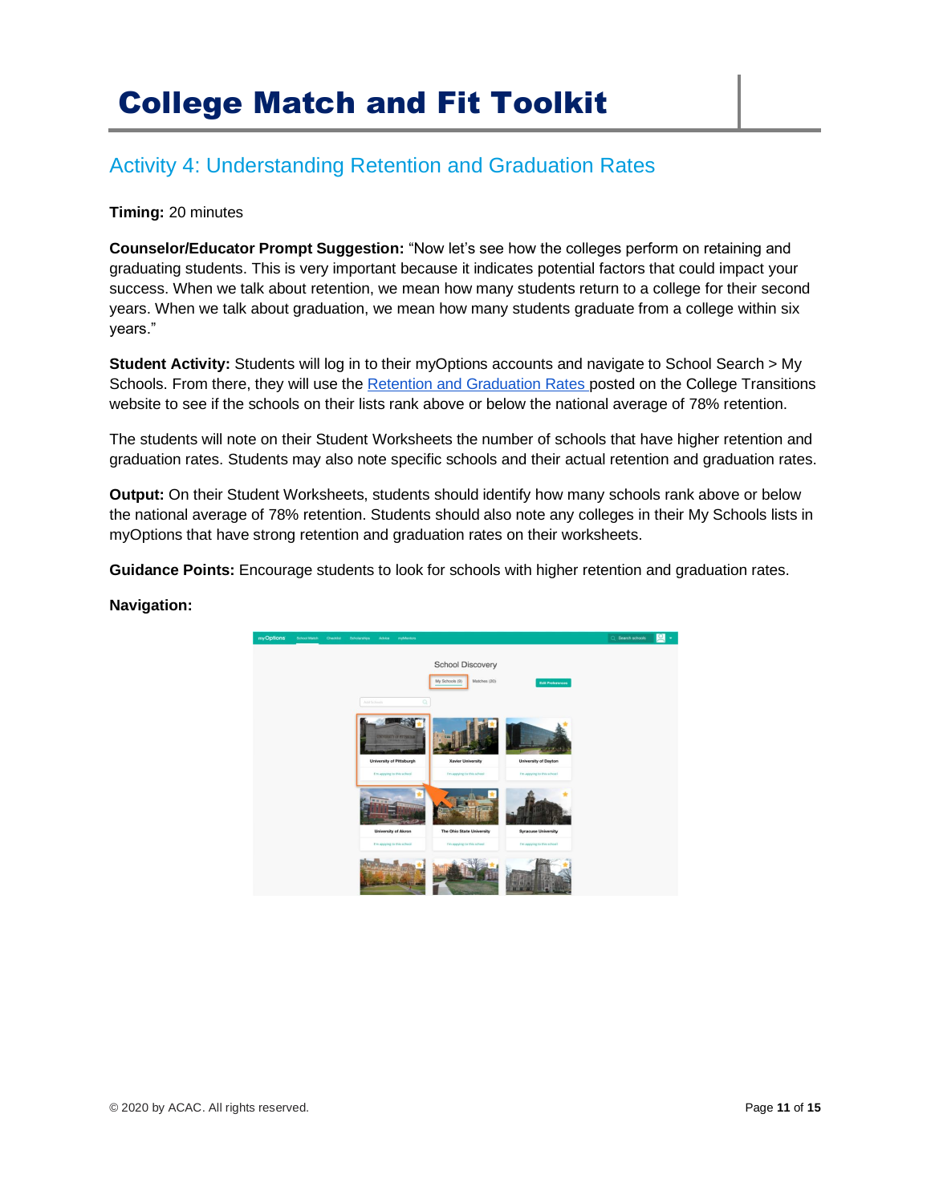# College Match and Fit Toolkit

## Activity 4: Understanding Retention and Graduation Rates

**Timing:** 20 minutes

**Counselor/Educator Prompt Suggestion:** "Now let's see how the colleges perform on retaining and graduating students. This is very important because it indicates potential factors that could impact your success. When we talk about retention, we mean how many students return to a college for their second years. When we talk about graduation, we mean how many students graduate from a college within six years."

**Student Activity:** Students will log in to their myOptions accounts and navigate to School Search > My Schools. From there, they will use the Retention and Graduation Rates posted on the College Transitions website to see if the schools on their lists rank above or below the national average of 78% retention.

The students will note on their Student Worksheets the number of schools that have higher retention and graduation rates. Students may also note specific schools and their actual retention and graduation rates.

**Output:** On their Student Worksheets, students should identify how many schools rank above or below the national average of 78% retention. Students should also note any colleges in their My Schools lists in myOptions that have strong retention and graduation rates on their worksheets.

**Guidance Points:** Encourage students to look for schools with higher retention and graduation rates.

**Navigation:**

© 2020 by ACAC. All rights reserved.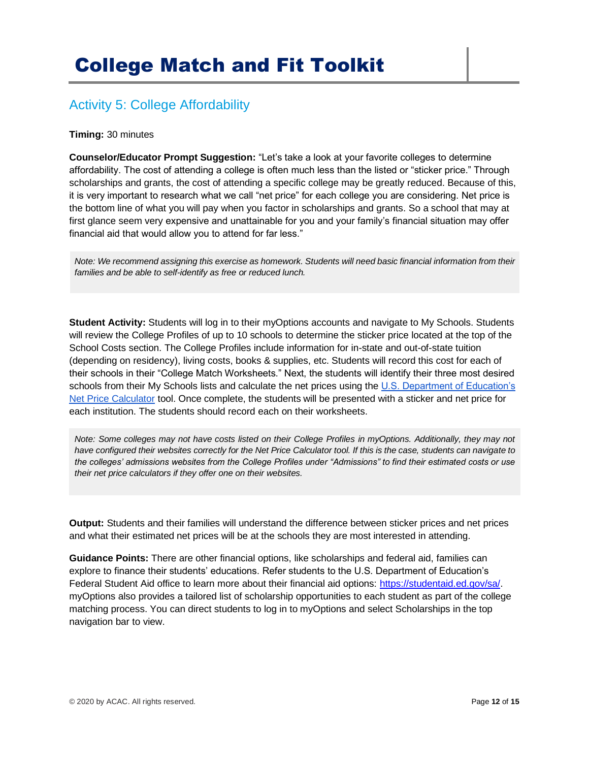# College Match and Fit Toolkit

## Activity 5: College Affordability

**Timing:** 30 minutes

**Counselor/Educator Prompt Suggestion:** "Let's take a look at your favorite colleges to determine affordability. The cost of attending a college is often much less than the listed or "sticker price." Through scholarships and grants, the cost of attending a specific college may be greatly reduced. Because of this, it is very important to research what we call "net price" for each college you are considering. Net price is the bottom line of what you will pay when you factor in scholarships and grants. So a school that may at first glance seem very expensive and unattainable for you and your family's financial situation may offer financial aid that would allow you to attend for far less."

> *Note: We recommend assigning this exercise as homework. Students will need basic financial information from their families and be able to self-identify as free or reduced lunch.*

**Student Activity:** Students will log in to their myOptions accounts and navigate to My Schools. Students will review the College Profiles of up to 10 schools to determine the sticker price located at the top of the School Costs section. The College Profiles include information for in-state and out-of-state tuition (depending on residency), living costs, books & supplies, etc. Students will record this cost for each of their schools in their "College Match Worksheets." Next, the students will identify their three most desired schools from their My Schools lists and calculate the net prices using the U.S. Department of Education's Net Price Calculator tool. Once complete, the students will be presented with a sticker and net price for each institution. The students should record each on their worksheets.

> *Note: Some colleges may not have costs listed on their College Profiles in myOptions. Additionally, they may not have configured their websites correctly for the Net Price Calculator tool. If this is the case, students can navigate to the colleges' admissions websites from the College Profiles under "Admissions" to find their estimated costs or use their net price calculators if they offer one on their websites.*

**Output:** Students and their families will understand the difference between sticker prices and net prices and what their estimated net prices will be at the schools they are most interested in attending.

**Guidance Points:** There are other financial options, like scholarships and federal aid, families can explore to finance their students' educations. Refer students to the U.S. Department of Education's Federal Student Aid office to learn more about their financial aid options: https://studentaid.ed.gov/sa/. myOptions also provides a tailored list of scholarship opportunities to each student as part of the college matching process. You can direct students to log in to myOptions and select Scholarships in the top navigation bar to view.

© 2020 by ACAC. All rights reserved.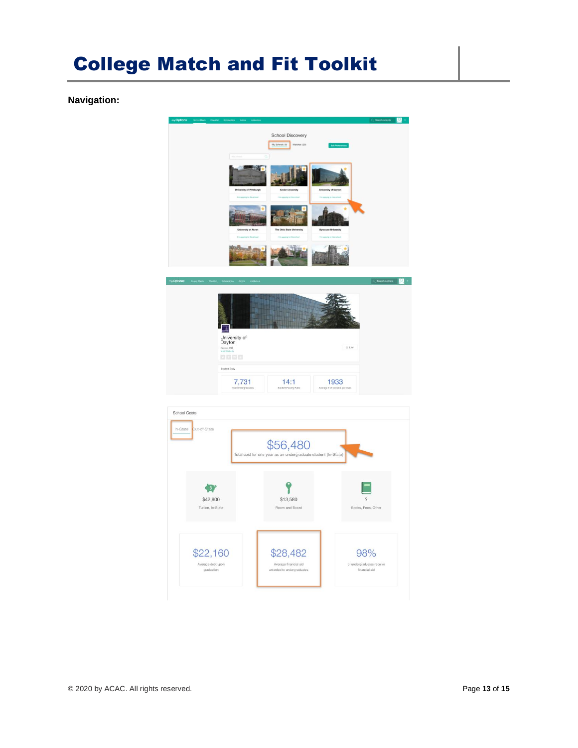**Navigation:**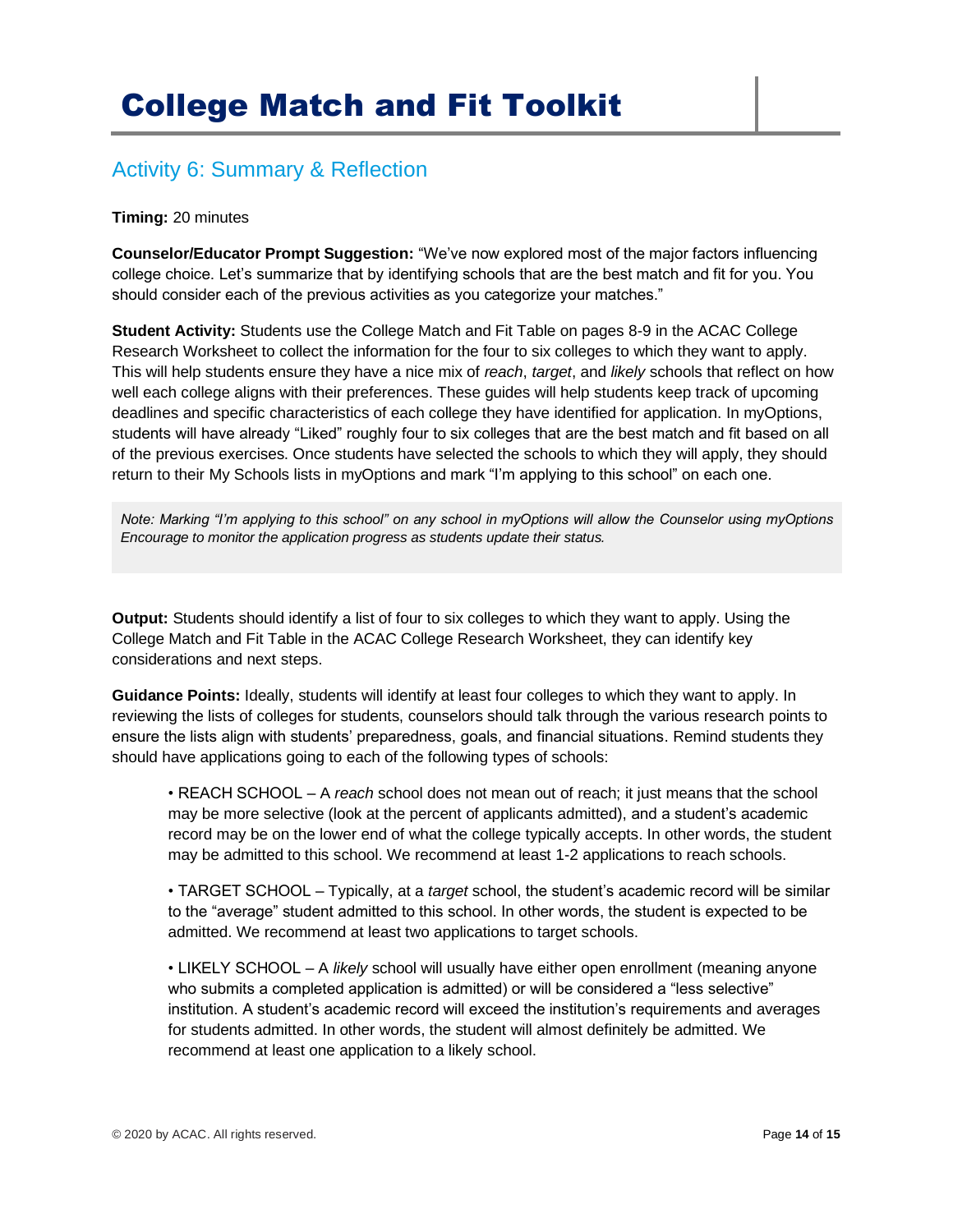# College Match and Fit Toolkit

## Activity 6: Summary & Reflection

**Timing:** 20 minutes

**Counselor/Educator Prompt Suggestion:** "We've now explored most of the major factors influencing college choice. Let's summarize that by identifying schools that are the best match and fit for you. You should consider each of the previous activities as you categorize your matches."

**Student Activity:** Students use the College Match and Fit Table on pages 8-9 in the ACAC College Research Worksheet to collect the information for the four to six colleges to which they want to apply. This will help students ensure they have a nice mix of *reach*, *target*, and *likely* schools that reflect on how well each college aligns with their preferences. These guides will help students keep track of upcoming deadlines and specific characteristics of each college they have identified for application. In myOptions, students will have already "Liked" roughly four to six colleges that are the best match and fit based on all of the previous exercises. Once students have selected the schools to which they will apply, they should return to their My Schools lists in myOptions and mark "I'm applying to this school" on each one.

> *Note: Marking "I'm applying to this school" on any school in myOptions will allow the Counselor using myOptions Encourage to monitor the application progress as students update their status.*

**Output:** Students should identify a list of four to six colleges to which they want to apply. Using the College Match and Fit Table in the ACAC College Research Worksheet, they can identify key considerations and next steps.

**Guidance Points:** Ideally, students will identify at least four colleges to which they want to apply. In reviewing the lists of colleges for students, counselors should talk through the various research points to ensure the lists align with students' preparedness, goals, and financial situations. Remind students they should have applications going to each of the following types of schools:

- REACH SCHOOL – A *reach* school does not mean out of reach; it just means that the school may be more selective (look at the percent of applicants admitted), and a student's academic record may be on the lower end of what the college typically accepts. In other words, the student may be admitted to this school. We recommend at least 1-2 applications to reach schools.

- TARGET SCHOOL – Typically, at a *target* school, the student's academic record will be similar to the "average" student admitted to this school. In other words, the student is expected to be admitted. We recommend at least two applications to target schools.

- LIKELY SCHOOL – A *likely* school will usually have either open enrollment (meaning anyone who submits a completed application is admitted) or will be considered a "less selective" institution. A student's academic record will exceed the institution's requirements and averages for students admitted. In other words, the student will almost definitely be admitted. We recommend at least one application to a likely school.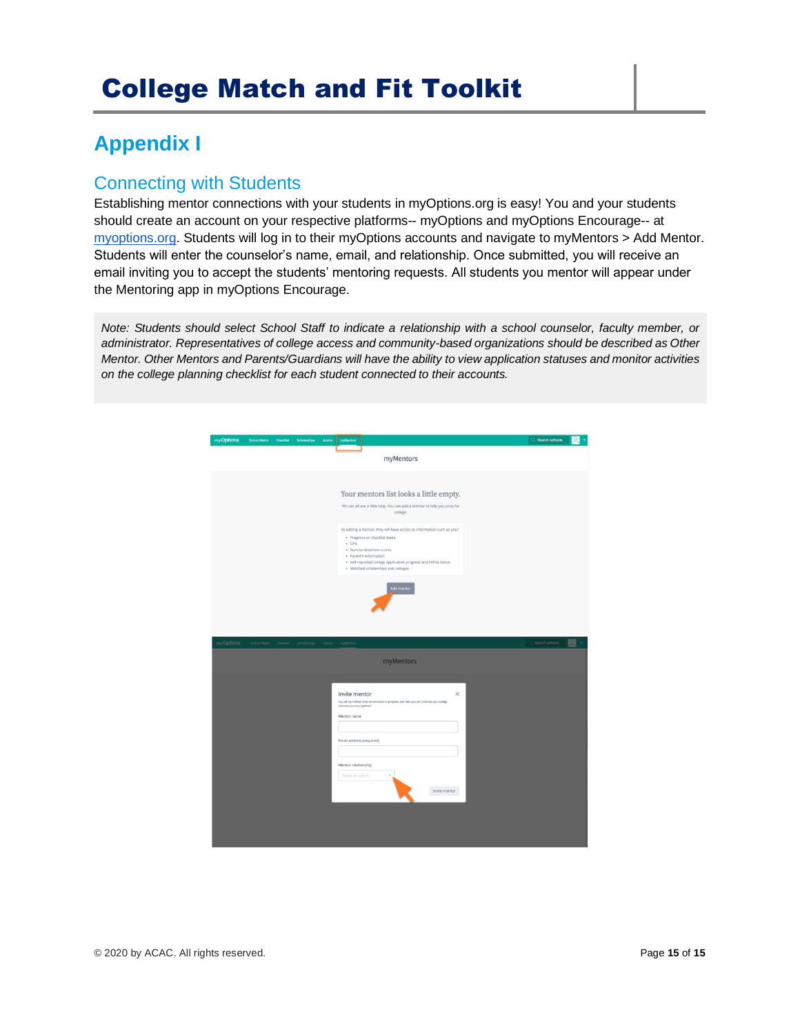## Appendix I

### Connecting with Students

Establishing mentor connections with your students in myOptions.org is easy! You and your students should create an account on your respective platforms-- myOptions and myOptions Encourage-- at myoptions.org. Students will log in to their myOptions accounts and navigate to myMentors > Add Mentor. Students will enter the counselor's name, email, and relationship. Once submitted, you will receive an email inviting you to accept the students' mentoring requests. All students you mentor will appear under the Mentoring app in myOptions Encourage.

*Note: Students should select School Staff to indicate a relationship with a school counselor, faculty member, or administrator. Representatives of college access and community-based organizations should be described as Other Mentor. Other Mentors and Parents/Guardians will have the ability to view application statuses and monitor activities on the college planning checklist for each student connected to their accounts.*